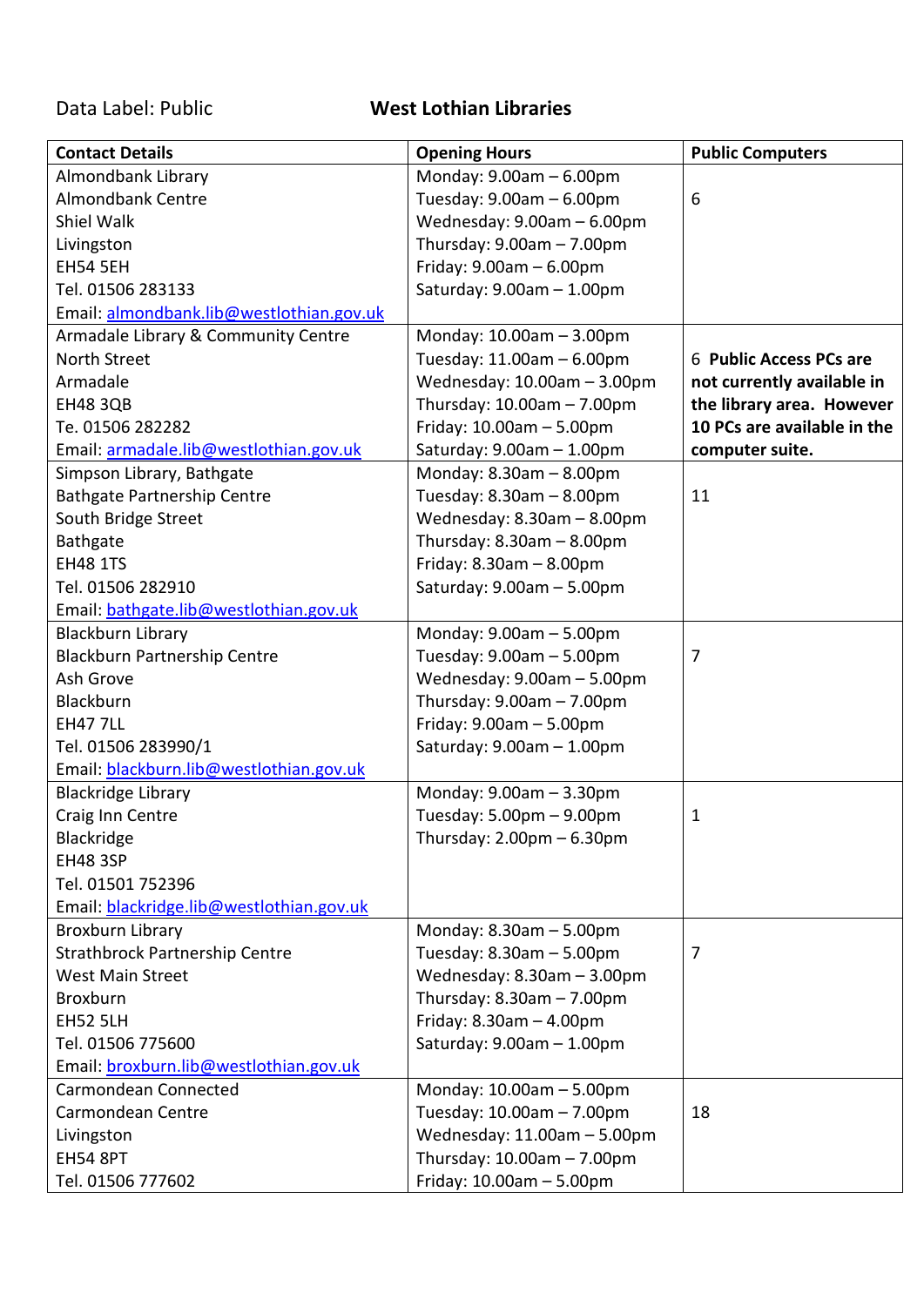Data Label: Public

# West Lothian Libraries

| Contact Details | Opening Hours | Public Computers |
|---|---|---|
| Almondbank Library<br>Almondbank Centre<br>Shiel Walk<br>Livingston<br>EH54 5EH<br>Tel. 01506 283133<br>Email: almondbank.lib@westlothian.gov.uk | Monday: 9.00am – 6.00pm<br>Tuesday: 9.00am – 6.00pm<br>Wednesday: 9.00am – 6.00pm<br>Thursday: 9.00am – 7.00pm<br>Friday: 9.00am – 6.00pm<br>Saturday: 9.00am – 1.00pm | 6 |
| Armadale Library & Community Centre<br>North Street<br>Armadale<br>EH48 3QB<br>Te. 01506 282282<br>Email: armadale.lib@westlothian.gov.uk | Monday: 10.00am – 3.00pm<br>Tuesday: 11.00am – 6.00pm<br>Wednesday: 10.00am – 3.00pm<br>Thursday: 10.00am – 7.00pm<br>Friday: 10.00am – 5.00pm<br>Saturday: 9.00am – 1.00pm | 6 **Public Access PCs are not currently available in the library area. However 10 PCs are available in the computer suite.** |
| Simpson Library, Bathgate<br>Bathgate Partnership Centre<br>South Bridge Street<br>Bathgate<br>EH48 1TS<br>Tel. 01506 282910<br>Email: bathgate.lib@westlothian.gov.uk | Monday: 8.30am – 8.00pm<br>Tuesday: 8.30am – 8.00pm<br>Wednesday: 8.30am – 8.00pm<br>Thursday: 8.30am – 8.00pm<br>Friday: 8.30am – 8.00pm<br>Saturday: 9.00am – 5.00pm | 11 |
| Blackburn Library<br>Blackburn Partnership Centre<br>Ash Grove<br>Blackburn<br>EH47 7LL<br>Tel. 01506 283990/1<br>Email: blackburn.lib@westlothian.gov.uk | Monday: 9.00am – 5.00pm<br>Tuesday: 9.00am – 5.00pm<br>Wednesday: 9.00am – 5.00pm<br>Thursday: 9.00am – 7.00pm<br>Friday: 9.00am – 5.00pm<br>Saturday: 9.00am – 1.00pm | 7 |
| Blackridge Library<br>Craig Inn Centre<br>Blackridge<br>EH48 3SP<br>Tel. 01501 752396<br>Email: blackridge.lib@westlothian.gov.uk | Monday: 9.00am – 3.30pm<br>Tuesday: 5.00pm – 9.00pm<br>Thursday: 2.00pm – 6.30pm | 1 |
| Broxburn Library<br>Strathbrock Partnership Centre<br>West Main Street<br>Broxburn<br>EH52 5LH<br>Tel. 01506 775600<br>Email: broxburn.lib@westlothian.gov.uk | Monday: 8.30am – 5.00pm<br>Tuesday: 8.30am – 5.00pm<br>Wednesday: 8.30am – 3.00pm<br>Thursday: 8.30am – 7.00pm<br>Friday: 8.30am – 4.00pm<br>Saturday: 9.00am – 1.00pm | 7 |
| Carmondean Connected<br>Carmondean Centre<br>Livingston<br>EH54 8PT<br>Tel. 01506 777602 | Monday: 10.00am – 5.00pm<br>Tuesday: 10.00am – 7.00pm<br>Wednesday: 11.00am – 5.00pm<br>Thursday: 10.00am – 7.00pm<br>Friday: 10.00am – 5.00pm | 18 |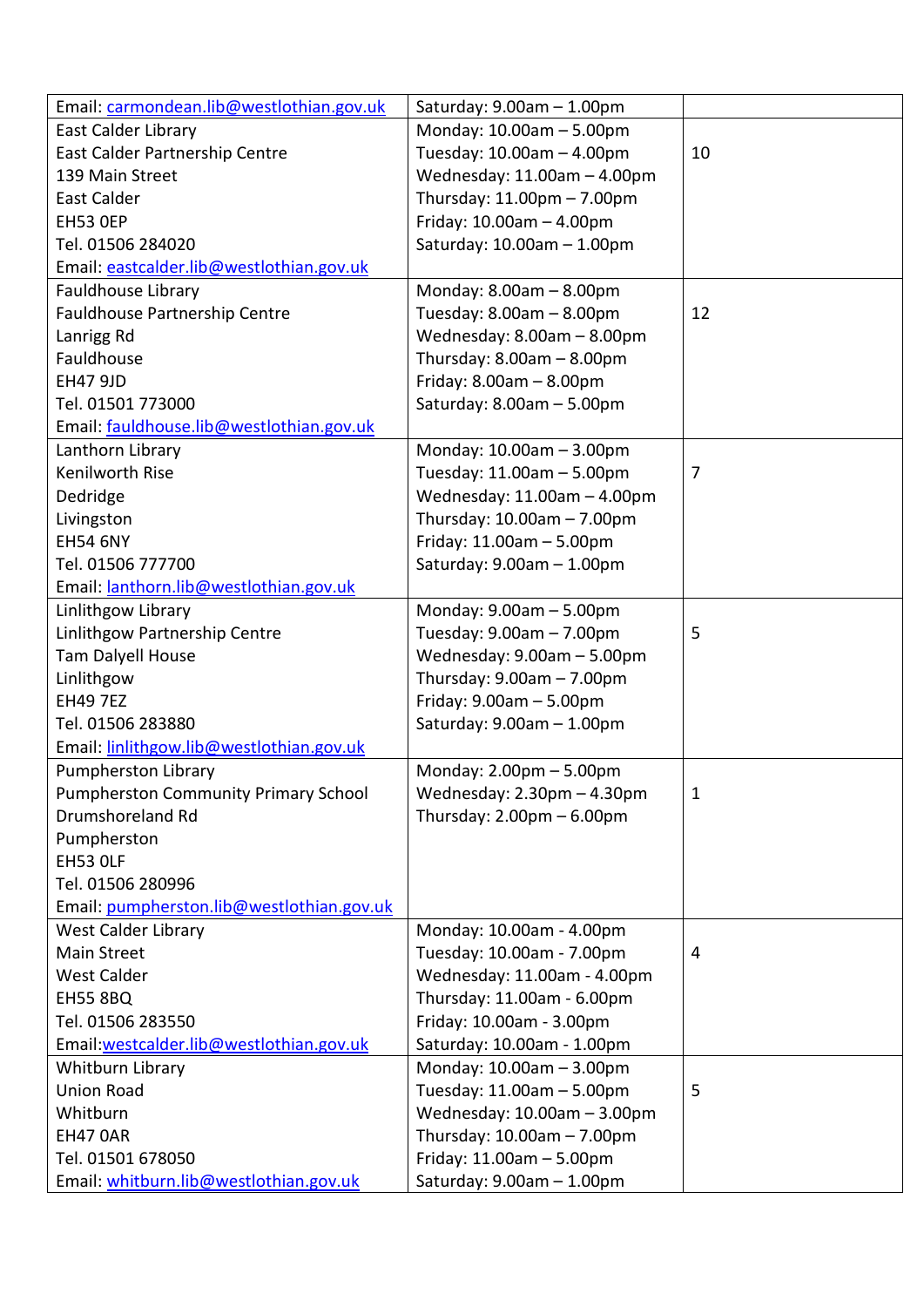| | | |
|---|---|---|
| Email: carmondean.lib@westlothian.gov.uk | Saturday: 9.00am – 1.00pm | |
| East Calder Library<br>East Calder Partnership Centre<br>139 Main Street<br>East Calder<br>EH53 0EP<br>Tel. 01506 284020<br>Email: eastcalder.lib@westlothian.gov.uk | Monday: 10.00am – 5.00pm<br>Tuesday: 10.00am – 4.00pm<br>Wednesday: 11.00am – 4.00pm<br>Thursday: 11.00pm – 7.00pm<br>Friday: 10.00am – 4.00pm<br>Saturday: 10.00am – 1.00pm | 10 |
| Fauldhouse Library<br>Fauldhouse Partnership Centre<br>Lanrigg Rd<br>Fauldhouse<br>EH47 9JD<br>Tel. 01501 773000<br>Email: fauldhouse.lib@westlothian.gov.uk | Monday: 8.00am – 8.00pm<br>Tuesday: 8.00am – 8.00pm<br>Wednesday: 8.00am – 8.00pm<br>Thursday: 8.00am – 8.00pm<br>Friday: 8.00am – 8.00pm<br>Saturday: 8.00am – 5.00pm | 12 |
| Lanthorn Library<br>Kenilworth Rise<br>Dedridge<br>Livingston<br>EH54 6NY<br>Tel. 01506 777700<br>Email: lanthorn.lib@westlothian.gov.uk | Monday: 10.00am – 3.00pm<br>Tuesday: 11.00am – 5.00pm<br>Wednesday: 11.00am – 4.00pm<br>Thursday: 10.00am – 7.00pm<br>Friday: 11.00am – 5.00pm<br>Saturday: 9.00am – 1.00pm | 7 |
| Linlithgow Library<br>Linlithgow Partnership Centre<br>Tam Dalyell House<br>Linlithgow<br>EH49 7EZ<br>Tel. 01506 283880<br>Email: linlithgow.lib@westlothian.gov.uk | Monday: 9.00am – 5.00pm<br>Tuesday: 9.00am – 7.00pm<br>Wednesday: 9.00am – 5.00pm<br>Thursday: 9.00am – 7.00pm<br>Friday: 9.00am – 5.00pm<br>Saturday: 9.00am – 1.00pm | 5 |
| Pumpherston Library<br>Pumpherston Community Primary School<br>Drumshoreland Rd<br>Pumpherston<br>EH53 0LF<br>Tel. 01506 280996<br>Email: pumpherston.lib@westlothian.gov.uk | Monday: 2.00pm – 5.00pm<br>Wednesday: 2.30pm – 4.30pm<br>Thursday: 2.00pm – 6.00pm | 1 |
| West Calder Library<br>Main Street<br>West Calder<br>EH55 8BQ<br>Tel. 01506 283550<br>Email:westcalder.lib@westlothian.gov.uk | Monday: 10.00am - 4.00pm<br>Tuesday: 10.00am - 7.00pm<br>Wednesday: 11.00am - 4.00pm<br>Thursday: 11.00am - 6.00pm<br>Friday: 10.00am - 3.00pm<br>Saturday: 10.00am - 1.00pm | 4 |
| Whitburn Library<br>Union Road<br>Whitburn<br>EH47 0AR<br>Tel. 01501 678050<br>Email: whitburn.lib@westlothian.gov.uk | Monday: 10.00am – 3.00pm<br>Tuesday: 11.00am – 5.00pm<br>Wednesday: 10.00am – 3.00pm<br>Thursday: 10.00am – 7.00pm<br>Friday: 11.00am – 5.00pm<br>Saturday: 9.00am – 1.00pm | 5 |